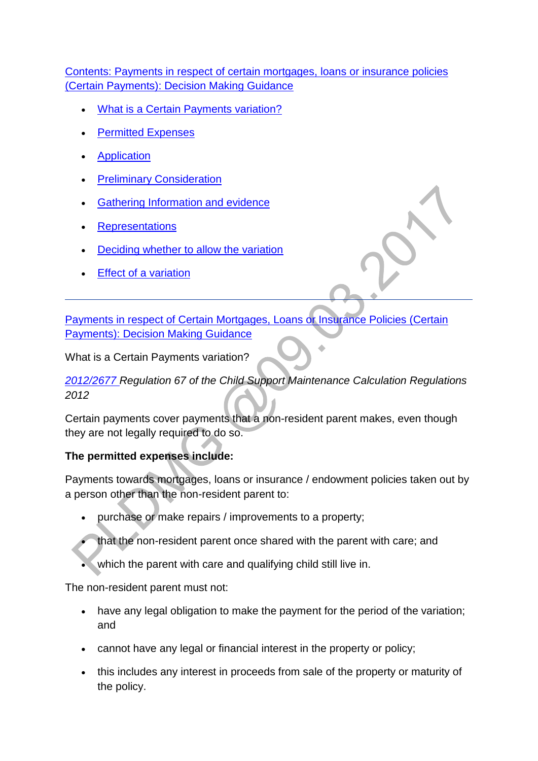[Contents: Payments in respect of certain mortgages, loans or insurance policies (Certain Payments): Decision Making Guidance]

- What is a Certain Payments variation?
- Permitted Expenses
- Application
- Preliminary Consideration
- Gathering Information and evidence
- Representations
- Deciding whether to allow the variation
- Effect of a variation

---

Payments in respect of Certain Mortgages, Loans or Insurance Policies (Certain Payments): Decision Making Guidance

What is a Certain Payments variation?

*2012/2677 Regulation 67 of the Child Support Maintenance Calculation Regulations 2012*

Certain payments cover payments that a non-resident parent makes, even though they are not legally required to do so.

**The permitted expenses include:**

Payments towards mortgages, loans or insurance / endowment policies taken out by a person other than the non-resident parent to:

- purchase or make repairs / improvements to a property;
- that the non-resident parent once shared with the parent with care; and
- which the parent with care and qualifying child still live in.

The non-resident parent must not:

- have any legal obligation to make the payment for the period of the variation; and
- cannot have any legal or financial interest in the property or policy;
- this includes any interest in proceeds from sale of the property or maturity of the policy.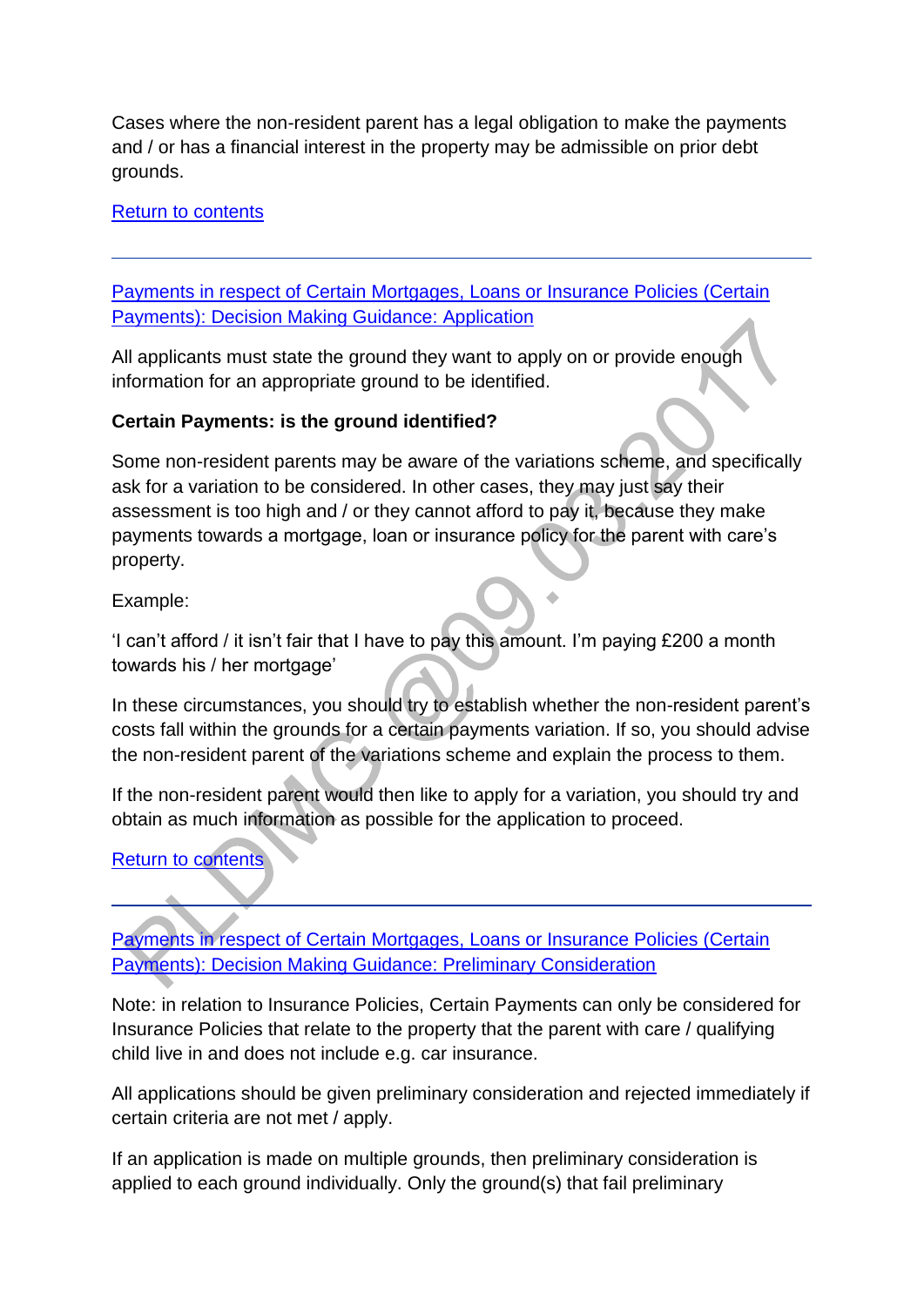Cases where the non-resident parent has a legal obligation to make the payments and / or has a financial interest in the property may be admissible on prior debt grounds.

[Return to contents](#)

---

## [Payments in respect of Certain Mortgages, Loans or Insurance Policies (Certain Payments): Decision Making Guidance: Application](#)

All applicants must state the ground they want to apply on or provide enough information for an appropriate ground to be identified.

**Certain Payments: is the ground identified?**

Some non-resident parents may be aware of the variations scheme, and specifically ask for a variation to be considered. In other cases, they may just say their assessment is too high and / or they cannot afford to pay it, because they make payments towards a mortgage, loan or insurance policy for the parent with care's property.

Example:

'I can't afford / it isn't fair that I have to pay this amount. I'm paying £200 a month towards his / her mortgage'

In these circumstances, you should try to establish whether the non-resident parent's costs fall within the grounds for a certain payments variation. If so, you should advise the non-resident parent of the variations scheme and explain the process to them.

If the non-resident parent would then like to apply for a variation, you should try and obtain as much information as possible for the application to proceed.

[Return to contents](#)

---

## [Payments in respect of Certain Mortgages, Loans or Insurance Policies (Certain Payments): Decision Making Guidance: Preliminary Consideration](#)

Note: in relation to Insurance Policies, Certain Payments can only be considered for Insurance Policies that relate to the property that the parent with care / qualifying child live in and does not include e.g. car insurance.

All applications should be given preliminary consideration and rejected immediately if certain criteria are not met / apply.

If an application is made on multiple grounds, then preliminary consideration is applied to each ground individually. Only the ground(s) that fail preliminary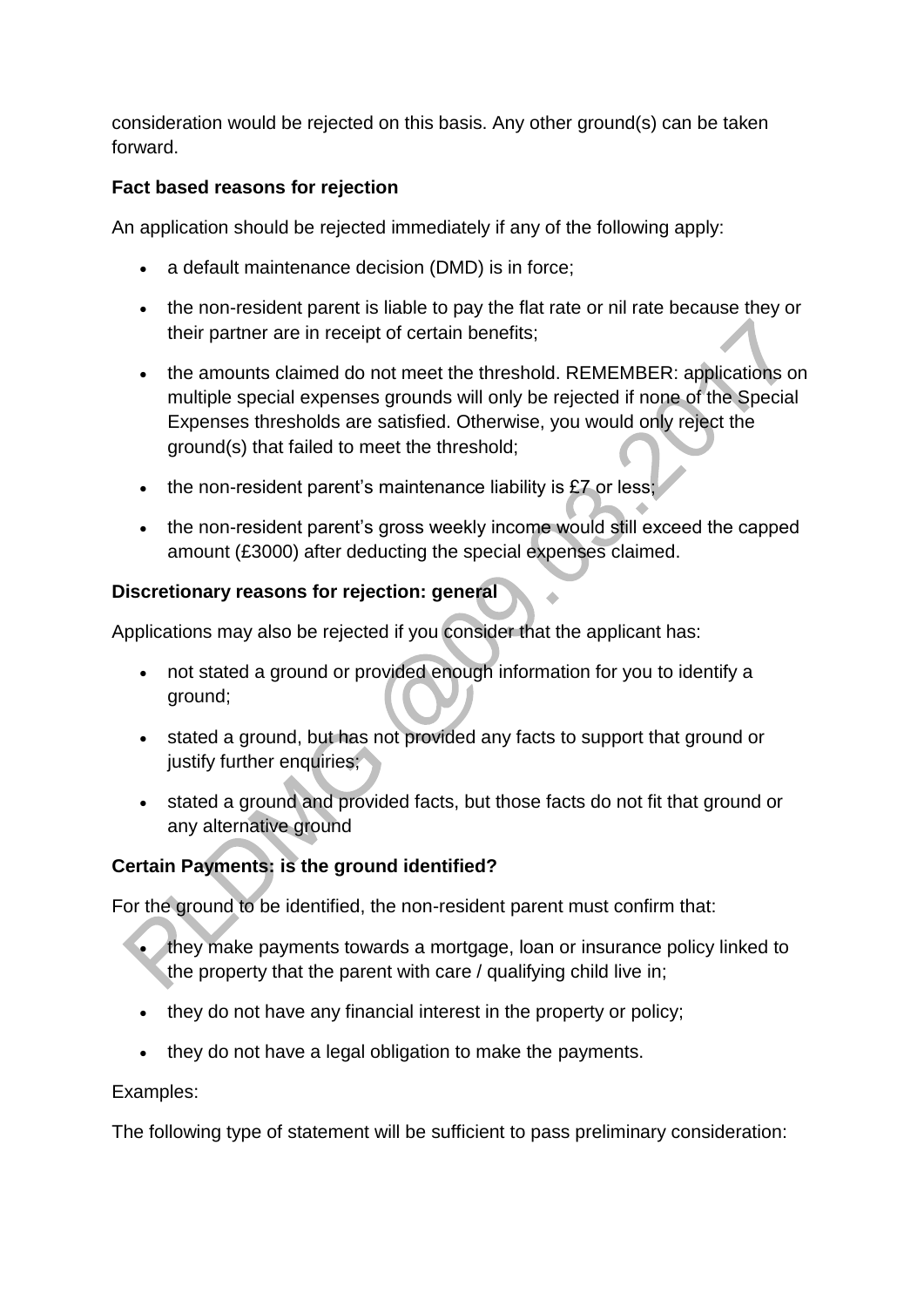consideration would be rejected on this basis. Any other ground(s) can be taken forward.

**Fact based reasons for rejection**

An application should be rejected immediately if any of the following apply:

- a default maintenance decision (DMD) is in force;
- the non-resident parent is liable to pay the flat rate or nil rate because they or their partner are in receipt of certain benefits;
- the amounts claimed do not meet the threshold. REMEMBER: applications on multiple special expenses grounds will only be rejected if none of the Special Expenses thresholds are satisfied. Otherwise, you would only reject the ground(s) that failed to meet the threshold;
- the non-resident parent's maintenance liability is £7 or less;
- the non-resident parent's gross weekly income would still exceed the capped amount (£3000) after deducting the special expenses claimed.

**Discretionary reasons for rejection: general**

Applications may also be rejected if you consider that the applicant has:

- not stated a ground or provided enough information for you to identify a ground;
- stated a ground, but has not provided any facts to support that ground or justify further enquiries;
- stated a ground and provided facts, but those facts do not fit that ground or any alternative ground

**Certain Payments: is the ground identified?**

For the ground to be identified, the non-resident parent must confirm that:

- they make payments towards a mortgage, loan or insurance policy linked to the property that the parent with care / qualifying child live in;
- they do not have any financial interest in the property or policy;
- they do not have a legal obligation to make the payments.

Examples:

The following type of statement will be sufficient to pass preliminary consideration: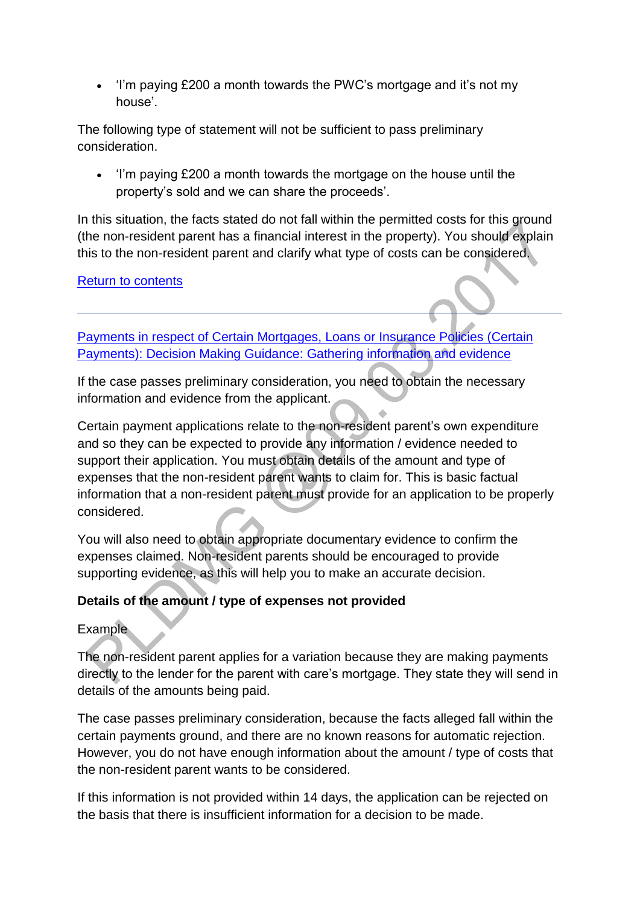- 'I'm paying £200 a month towards the PWC's mortgage and it's not my house'.

The following type of statement will not be sufficient to pass preliminary consideration.

- 'I'm paying £200 a month towards the mortgage on the house until the property's sold and we can share the proceeds'.

In this situation, the facts stated do not fall within the permitted costs for this ground (the non-resident parent has a financial interest in the property). You should explain this to the non-resident parent and clarify what type of costs can be considered.

[Return to contents]

---

[Payments in respect of Certain Mortgages, Loans or Insurance Policies (Certain Payments): Decision Making Guidance: Gathering information and evidence]

If the case passes preliminary consideration, you need to obtain the necessary information and evidence from the applicant.

Certain payment applications relate to the non-resident parent's own expenditure and so they can be expected to provide any information / evidence needed to support their application. You must obtain details of the amount and type of expenses that the non-resident parent wants to claim for. This is basic factual information that a non-resident parent must provide for an application to be properly considered.

You will also need to obtain appropriate documentary evidence to confirm the expenses claimed. Non-resident parents should be encouraged to provide supporting evidence, as this will help you to make an accurate decision.

**Details of the amount / type of expenses not provided**

Example

The non-resident parent applies for a variation because they are making payments directly to the lender for the parent with care's mortgage. They state they will send in details of the amounts being paid.

The case passes preliminary consideration, because the facts alleged fall within the certain payments ground, and there are no known reasons for automatic rejection. However, you do not have enough information about the amount / type of costs that the non-resident parent wants to be considered.

If this information is not provided within 14 days, the application can be rejected on the basis that there is insufficient information for a decision to be made.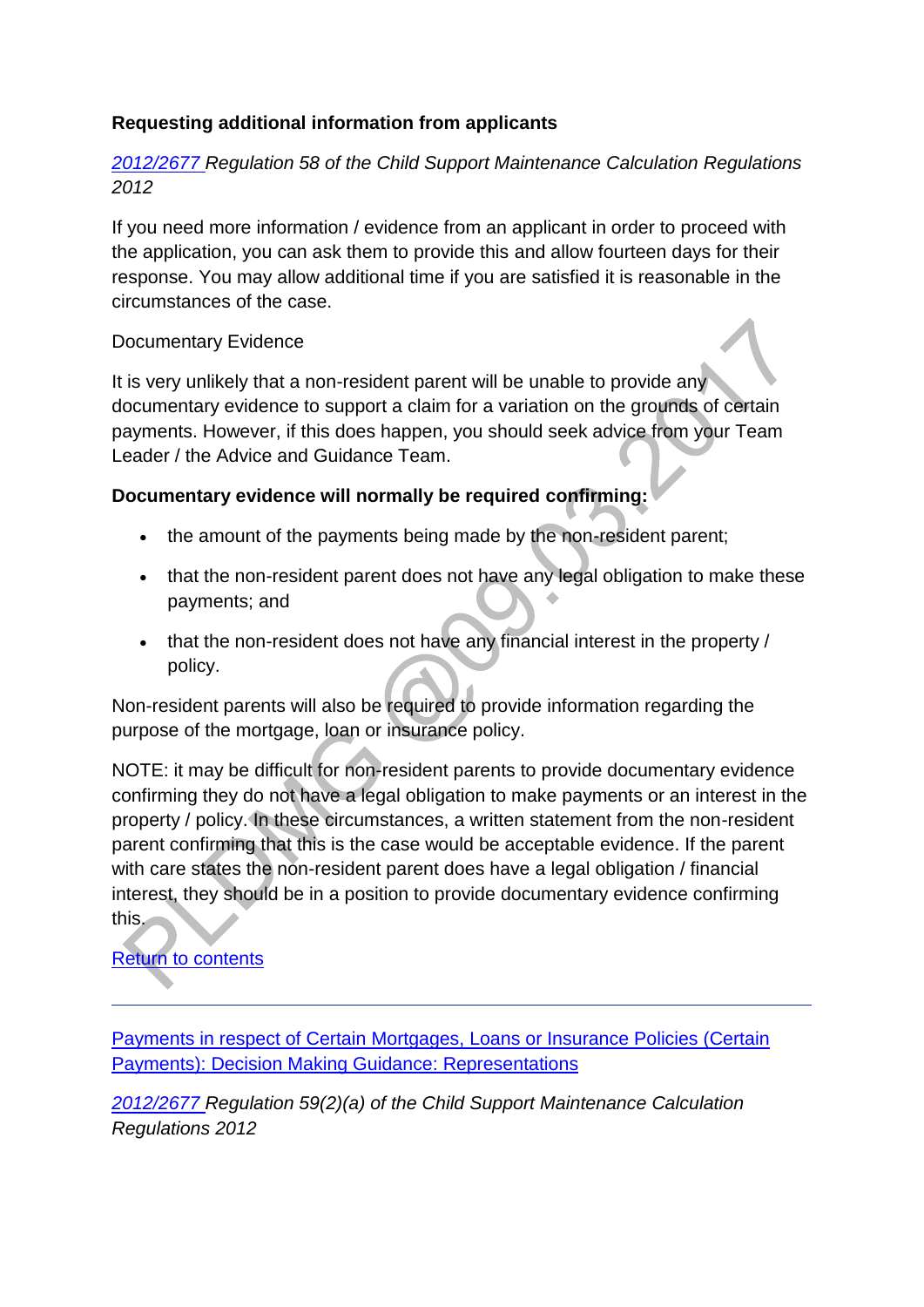**Requesting additional information from applicants**

*[2012/2677](#) Regulation 58 of the Child Support Maintenance Calculation Regulations 2012*

If you need more information / evidence from an applicant in order to proceed with the application, you can ask them to provide this and allow fourteen days for their response. You may allow additional time if you are satisfied it is reasonable in the circumstances of the case.

Documentary Evidence

It is very unlikely that a non-resident parent will be unable to provide any documentary evidence to support a claim for a variation on the grounds of certain payments. However, if this does happen, you should seek advice from your Team Leader / the Advice and Guidance Team.

**Documentary evidence will normally be required confirming:**

- the amount of the payments being made by the non-resident parent;
- that the non-resident parent does not have any legal obligation to make these payments; and
- that the non-resident does not have any financial interest in the property / policy.

Non-resident parents will also be required to provide information regarding the purpose of the mortgage, loan or insurance policy.

NOTE: it may be difficult for non-resident parents to provide documentary evidence confirming they do not have a legal obligation to make payments or an interest in the property / policy. In these circumstances, a written statement from the non-resident parent confirming that this is the case would be acceptable evidence. If the parent with care states the non-resident parent does have a legal obligation / financial interest, they should be in a position to provide documentary evidence confirming this.

[Return to contents](#)

---

[Payments in respect of Certain Mortgages, Loans or Insurance Policies (Certain Payments): Decision Making Guidance: Representations](#)

*[2012/2677](#) Regulation 59(2)(a) of the Child Support Maintenance Calculation Regulations 2012*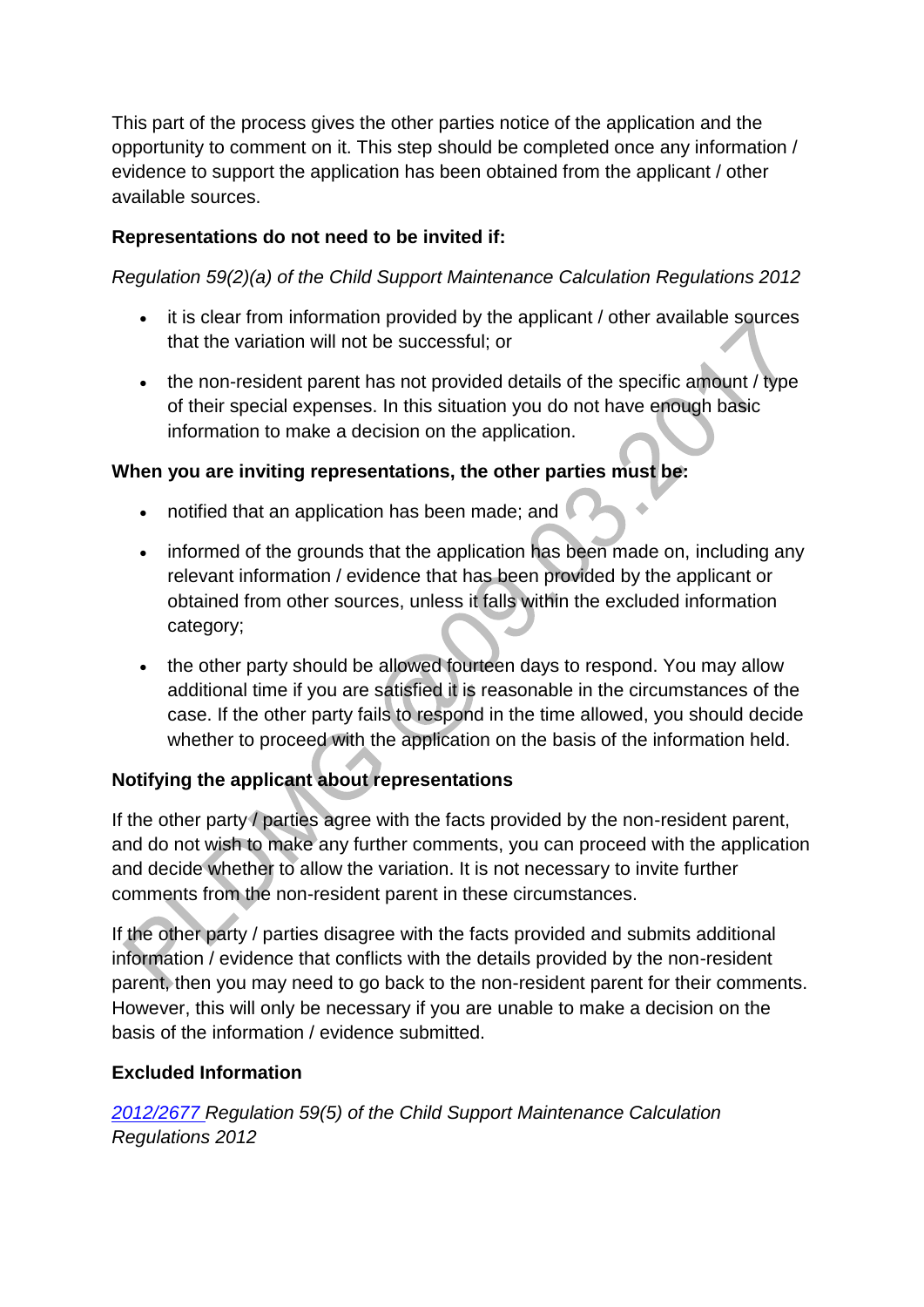This part of the process gives the other parties notice of the application and the opportunity to comment on it. This step should be completed once any information / evidence to support the application has been obtained from the applicant / other available sources.

**Representations do not need to be invited if:**

*Regulation 59(2)(a) of the Child Support Maintenance Calculation Regulations 2012*

- it is clear from information provided by the applicant / other available sources that the variation will not be successful; or
- the non-resident parent has not provided details of the specific amount / type of their special expenses. In this situation you do not have enough basic information to make a decision on the application.

**When you are inviting representations, the other parties must be:**

- notified that an application has been made; and
- informed of the grounds that the application has been made on, including any relevant information / evidence that has been provided by the applicant or obtained from other sources, unless it falls within the excluded information category;
- the other party should be allowed fourteen days to respond. You may allow additional time if you are satisfied it is reasonable in the circumstances of the case. If the other party fails to respond in the time allowed, you should decide whether to proceed with the application on the basis of the information held.

**Notifying the applicant about representations**

If the other party / parties agree with the facts provided by the non-resident parent, and do not wish to make any further comments, you can proceed with the application and decide whether to allow the variation. It is not necessary to invite further comments from the non-resident parent in these circumstances.

If the other party / parties disagree with the facts provided and submits additional information / evidence that conflicts with the details provided by the non-resident parent, then you may need to go back to the non-resident parent for their comments. However, this will only be necessary if you are unable to make a decision on the basis of the information / evidence submitted.

**Excluded Information**

*2012/2677 Regulation 59(5) of the Child Support Maintenance Calculation Regulations 2012*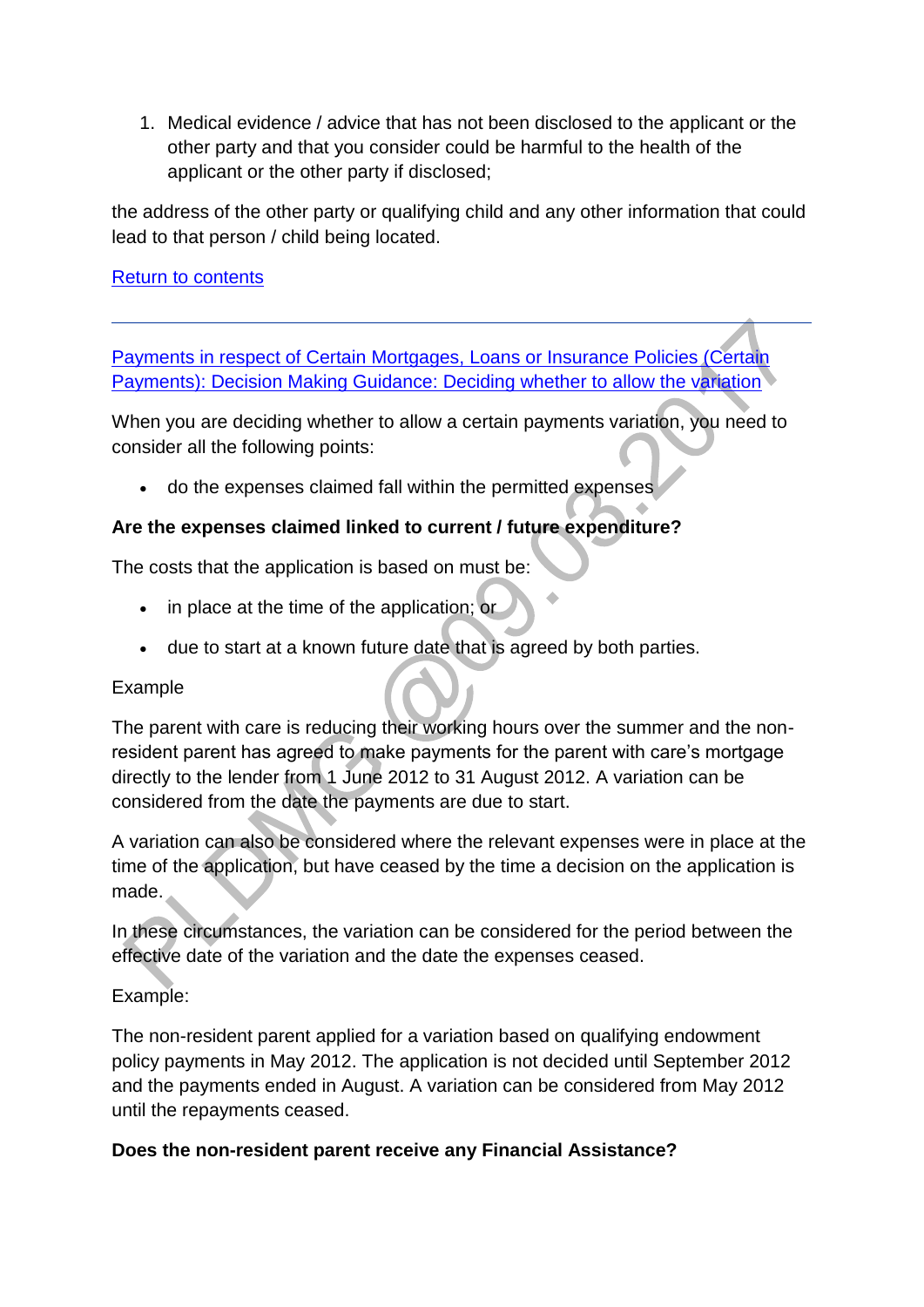1. Medical evidence / advice that has not been disclosed to the applicant or the other party and that you consider could be harmful to the health of the applicant or the other party if disclosed;

the address of the other party or qualifying child and any other information that could lead to that person / child being located.

[Return to contents]

---

[Payments in respect of Certain Mortgages, Loans or Insurance Policies (Certain Payments): Decision Making Guidance: Deciding whether to allow the variation]

When you are deciding whether to allow a certain payments variation, you need to consider all the following points:

- do the expenses claimed fall within the permitted expenses

**Are the expenses claimed linked to current / future expenditure?**

The costs that the application is based on must be:

- in place at the time of the application; or
- due to start at a known future date that is agreed by both parties.

Example

The parent with care is reducing their working hours over the summer and the non-resident parent has agreed to make payments for the parent with care's mortgage directly to the lender from 1 June 2012 to 31 August 2012. A variation can be considered from the date the payments are due to start.

A variation can also be considered where the relevant expenses were in place at the time of the application, but have ceased by the time a decision on the application is made.

In these circumstances, the variation can be considered for the period between the effective date of the variation and the date the expenses ceased.

Example:

The non-resident parent applied for a variation based on qualifying endowment policy payments in May 2012. The application is not decided until September 2012 and the payments ended in August. A variation can be considered from May 2012 until the repayments ceased.

**Does the non-resident parent receive any Financial Assistance?**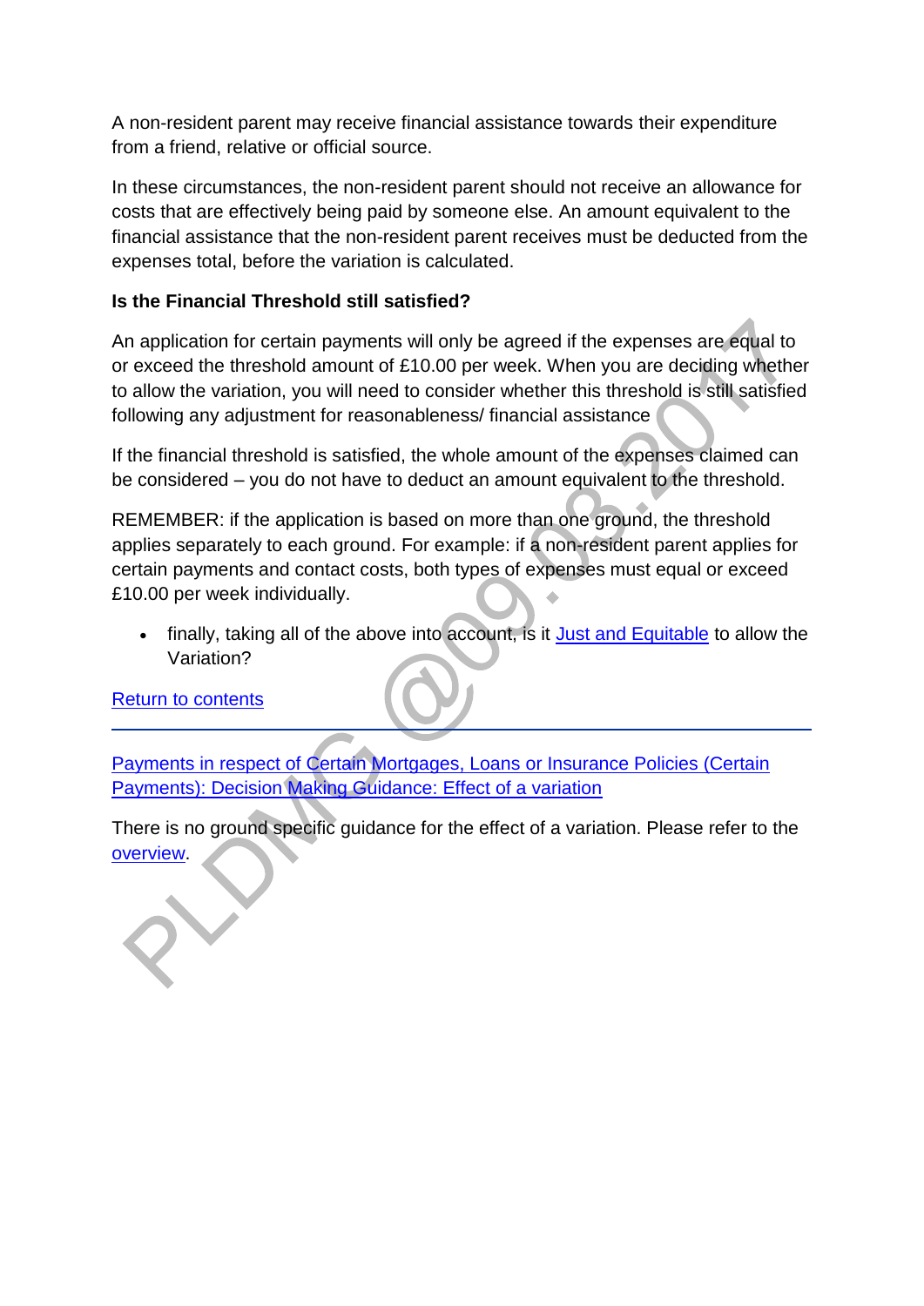A non-resident parent may receive financial assistance towards their expenditure from a friend, relative or official source.

In these circumstances, the non-resident parent should not receive an allowance for costs that are effectively being paid by someone else. An amount equivalent to the financial assistance that the non-resident parent receives must be deducted from the expenses total, before the variation is calculated.

**Is the Financial Threshold still satisfied?**

An application for certain payments will only be agreed if the expenses are equal to or exceed the threshold amount of £10.00 per week. When you are deciding whether to allow the variation, you will need to consider whether this threshold is still satisfied following any adjustment for reasonableness/ financial assistance

If the financial threshold is satisfied, the whole amount of the expenses claimed can be considered – you do not have to deduct an amount equivalent to the threshold.

REMEMBER: if the application is based on more than one ground, the threshold applies separately to each ground. For example: if a non-resident parent applies for certain payments and contact costs, both types of expenses must equal or exceed £10.00 per week individually.

- finally, taking all of the above into account, is it Just and Equitable to allow the Variation?

Return to contents

---

Payments in respect of Certain Mortgages, Loans or Insurance Policies (Certain Payments): Decision Making Guidance: Effect of a variation

There is no ground specific guidance for the effect of a variation. Please refer to the overview.